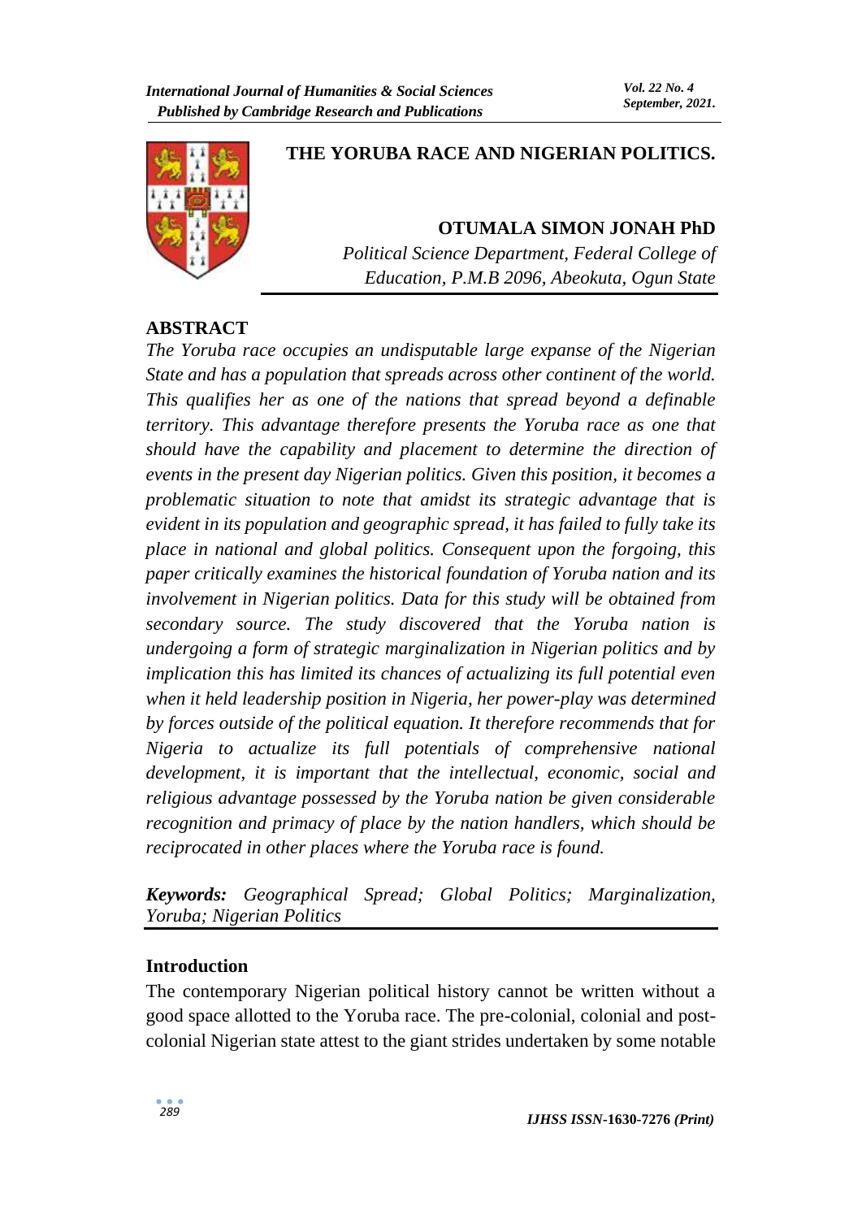# THE YORUBA RACE AND NIGERIAN POLITICS.

**OTUMALA SIMON JONAH PhD**

*Political Science Department, Federal College of Education, P.M.B 2096, Abeokuta, Ogun State*

## ABSTRACT

*The Yoruba race occupies an undisputable large expanse of the Nigerian State and has a population that spreads across other continent of the world. This qualifies her as one of the nations that spread beyond a definable territory. This advantage therefore presents the Yoruba race as one that should have the capability and placement to determine the direction of events in the present day Nigerian politics. Given this position, it becomes a problematic situation to note that amidst its strategic advantage that is evident in its population and geographic spread, it has failed to fully take its place in national and global politics. Consequent upon the forgoing, this paper critically examines the historical foundation of Yoruba nation and its involvement in Nigerian politics. Data for this study will be obtained from secondary source. The study discovered that the Yoruba nation is undergoing a form of strategic marginalization in Nigerian politics and by implication this has limited its chances of actualizing its full potential even when it held leadership position in Nigeria, her power-play was determined by forces outside of the political equation. It therefore recommends that for Nigeria to actualize its full potentials of comprehensive national development, it is important that the intellectual, economic, social and religious advantage possessed by the Yoruba nation be given considerable recognition and primacy of place by the nation handlers, which should be reciprocated in other places where the Yoruba race is found.*

***Keywords:*** *Geographical Spread; Global Politics; Marginalization, Yoruba; Nigerian Politics*

## Introduction

The contemporary Nigerian political history cannot be written without a good space allotted to the Yoruba race. The pre-colonial, colonial and post-colonial Nigerian state attest to the giant strides undertaken by some notable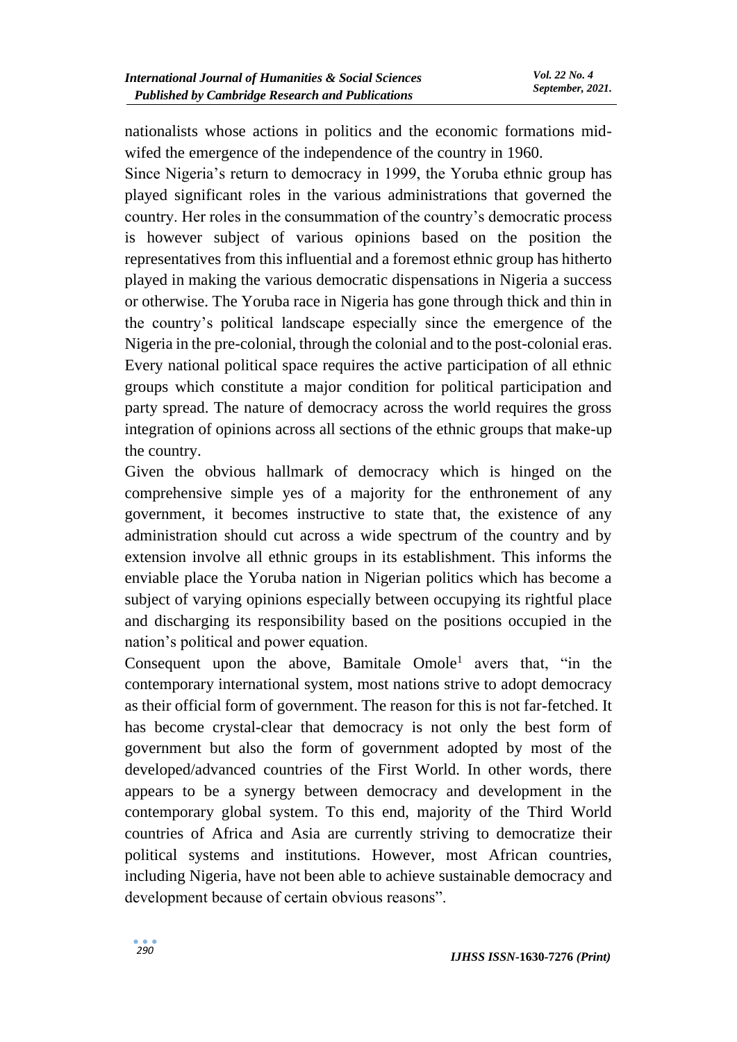nationalists whose actions in politics and the economic formations mid-wifed the emergence of the independence of the country in 1960.

Since Nigeria's return to democracy in 1999, the Yoruba ethnic group has played significant roles in the various administrations that governed the country. Her roles in the consummation of the country's democratic process is however subject of various opinions based on the position the representatives from this influential and a foremost ethnic group has hitherto played in making the various democratic dispensations in Nigeria a success or otherwise. The Yoruba race in Nigeria has gone through thick and thin in the country's political landscape especially since the emergence of the Nigeria in the pre-colonial, through the colonial and to the post-colonial eras. Every national political space requires the active participation of all ethnic groups which constitute a major condition for political participation and party spread. The nature of democracy across the world requires the gross integration of opinions across all sections of the ethnic groups that make-up the country.

Given the obvious hallmark of democracy which is hinged on the comprehensive simple yes of a majority for the enthronement of any government, it becomes instructive to state that, the existence of any administration should cut across a wide spectrum of the country and by extension involve all ethnic groups in its establishment. This informs the enviable place the Yoruba nation in Nigerian politics which has become a subject of varying opinions especially between occupying its rightful place and discharging its responsibility based on the positions occupied in the nation's political and power equation.

Consequent upon the above, Bamitale Omole[1] avers that, "in the contemporary international system, most nations strive to adopt democracy as their official form of government. The reason for this is not far-fetched. It has become crystal-clear that democracy is not only the best form of government but also the form of government adopted by most of the developed/advanced countries of the First World. In other words, there appears to be a synergy between democracy and development in the contemporary global system. To this end, majority of the Third World countries of Africa and Asia are currently striving to democratize their political systems and institutions. However, most African countries, including Nigeria, have not been able to achieve sustainable democracy and development because of certain obvious reasons".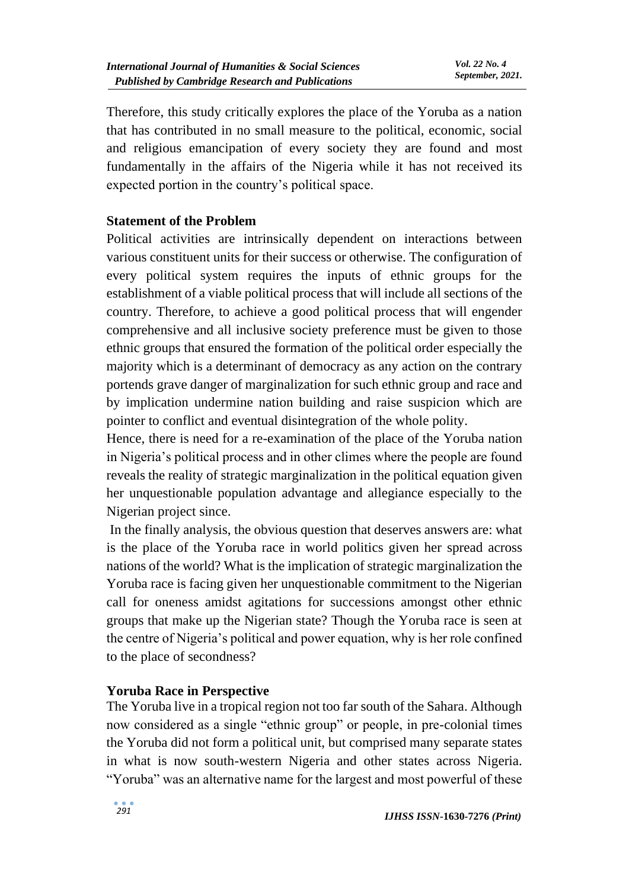Therefore, this study critically explores the place of the Yoruba as a nation that has contributed in no small measure to the political, economic, social and religious emancipation of every society they are found and most fundamentally in the affairs of the Nigeria while it has not received its expected portion in the country's political space.

## Statement of the Problem

Political activities are intrinsically dependent on interactions between various constituent units for their success or otherwise. The configuration of every political system requires the inputs of ethnic groups for the establishment of a viable political process that will include all sections of the country. Therefore, to achieve a good political process that will engender comprehensive and all inclusive society preference must be given to those ethnic groups that ensured the formation of the political order especially the majority which is a determinant of democracy as any action on the contrary portends grave danger of marginalization for such ethnic group and race and by implication undermine nation building and raise suspicion which are pointer to conflict and eventual disintegration of the whole polity.

Hence, there is need for a re-examination of the place of the Yoruba nation in Nigeria's political process and in other climes where the people are found reveals the reality of strategic marginalization in the political equation given her unquestionable population advantage and allegiance especially to the Nigerian project since.

In the finally analysis, the obvious question that deserves answers are: what is the place of the Yoruba race in world politics given her spread across nations of the world? What is the implication of strategic marginalization the Yoruba race is facing given her unquestionable commitment to the Nigerian call for oneness amidst agitations for successions amongst other ethnic groups that make up the Nigerian state? Though the Yoruba race is seen at the centre of Nigeria's political and power equation, why is her role confined to the place of secondness?

## Yoruba Race in Perspective

The Yoruba live in a tropical region not too far south of the Sahara. Although now considered as a single "ethnic group" or people, in pre-colonial times the Yoruba did not form a political unit, but comprised many separate states in what is now south-western Nigeria and other states across Nigeria. "Yoruba" was an alternative name for the largest and most powerful of these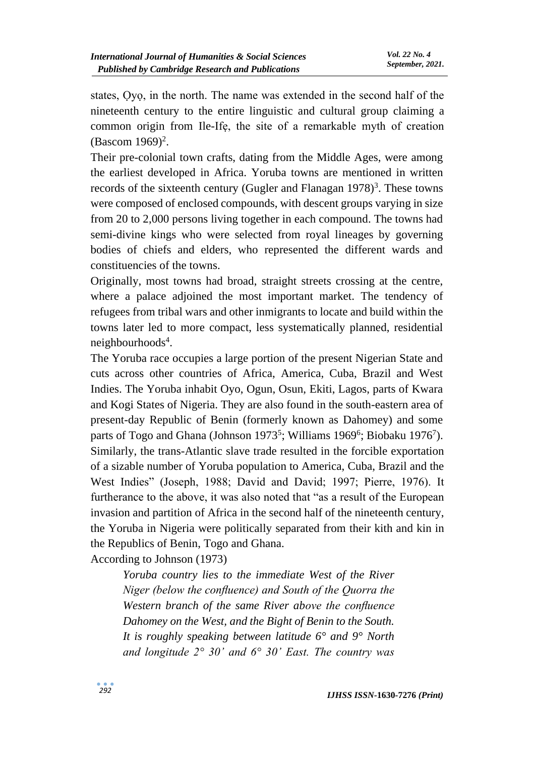states, Ọyọ, in the north. The name was extended in the second half of the nineteenth century to the entire linguistic and cultural group claiming a common origin from Ile-Ifẹ, the site of a remarkable myth of creation (Bascom 1969)[2].

Their pre-colonial town crafts, dating from the Middle Ages, were among the earliest developed in Africa. Yoruba towns are mentioned in written records of the sixteenth century (Gugler and Flanagan 1978)[3]. These towns were composed of enclosed compounds, with descent groups varying in size from 20 to 2,000 persons living together in each compound. The towns had semi-divine kings who were selected from royal lineages by governing bodies of chiefs and elders, who represented the different wards and constituencies of the towns.

Originally, most towns had broad, straight streets crossing at the centre, where a palace adjoined the most important market. The tendency of refugees from tribal wars and other inmigrants to locate and build within the towns later led to more compact, less systematically planned, residential neighbourhoods[4].

The Yoruba race occupies a large portion of the present Nigerian State and cuts across other countries of Africa, America, Cuba, Brazil and West Indies. The Yoruba inhabit Oyo, Ogun, Osun, Ekiti, Lagos, parts of Kwara and Kogi States of Nigeria. They are also found in the south-eastern area of present-day Republic of Benin (formerly known as Dahomey) and some parts of Togo and Ghana (Johnson 1973[5]; Williams 1969[6]; Biobaku 1976[7]). Similarly, the trans-Atlantic slave trade resulted in the forcible exportation of a sizable number of Yoruba population to America, Cuba, Brazil and the West Indies" (Joseph, 1988; David and David; 1997; Pierre, 1976). It furtherance to the above, it was also noted that "as a result of the European invasion and partition of Africa in the second half of the nineteenth century, the Yoruba in Nigeria were politically separated from their kith and kin in the Republics of Benin, Togo and Ghana.

According to Johnson (1973)

> *Yoruba country lies to the immediate West of the River Niger (below the confluence) and South of the Quorra the Western branch of the same River above the confluence Dahomey on the West, and the Bight of Benin to the South. It is roughly speaking between latitude 6° and 9° North and longitude 2° 30' and 6° 30' East. The country was*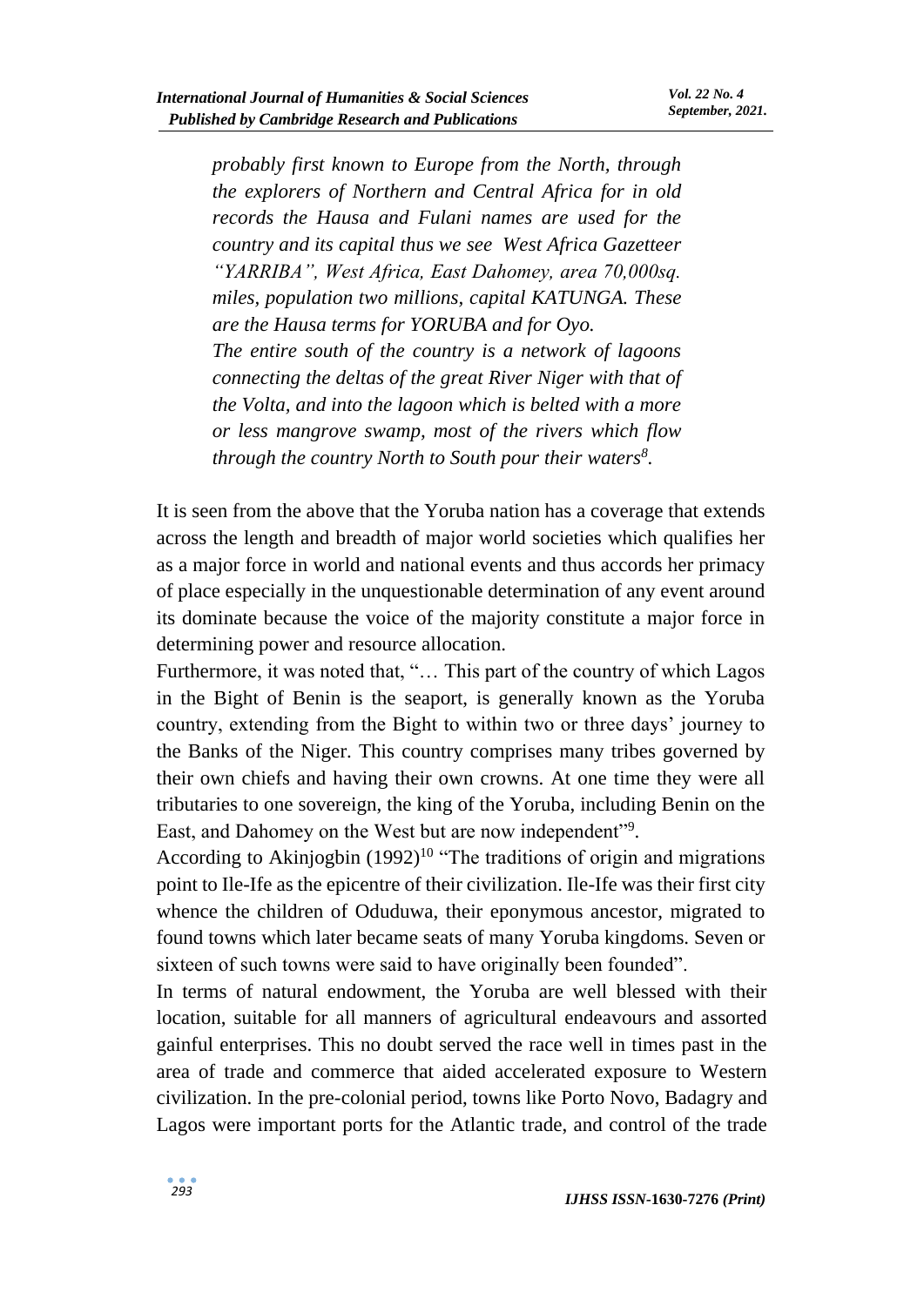> *probably first known to Europe from the North, through the explorers of Northern and Central Africa for in old records the Hausa and Fulani names are used for the country and its capital thus we see West Africa Gazetteer "YARRIBA", West Africa, East Dahomey, area 70,000sq. miles, population two millions, capital KATUNGA. These are the Hausa terms for YORUBA and for Oyo.*
>
> *The entire south of the country is a network of lagoons connecting the deltas of the great River Niger with that of the Volta, and into the lagoon which is belted with a more or less mangrove swamp, most of the rivers which flow through the country North to South pour their waters[8].*

It is seen from the above that the Yoruba nation has a coverage that extends across the length and breadth of major world societies which qualifies her as a major force in world and national events and thus accords her primacy of place especially in the unquestionable determination of any event around its dominate because the voice of the majority constitute a major force in determining power and resource allocation.

Furthermore, it was noted that, "… This part of the country of which Lagos in the Bight of Benin is the seaport, is generally known as the Yoruba country, extending from the Bight to within two or three days' journey to the Banks of the Niger. This country comprises many tribes governed by their own chiefs and having their own crowns. At one time they were all tributaries to one sovereign, the king of the Yoruba, including Benin on the East, and Dahomey on the West but are now independent"[9].

According to Akinjogbin (1992)[10] "The traditions of origin and migrations point to Ile-Ife as the epicentre of their civilization. Ile-Ife was their first city whence the children of Oduduwa, their eponymous ancestor, migrated to found towns which later became seats of many Yoruba kingdoms. Seven or sixteen of such towns were said to have originally been founded".

In terms of natural endowment, the Yoruba are well blessed with their location, suitable for all manners of agricultural endeavours and assorted gainful enterprises. This no doubt served the race well in times past in the area of trade and commerce that aided accelerated exposure to Western civilization. In the pre-colonial period, towns like Porto Novo, Badagry and Lagos were important ports for the Atlantic trade, and control of the trade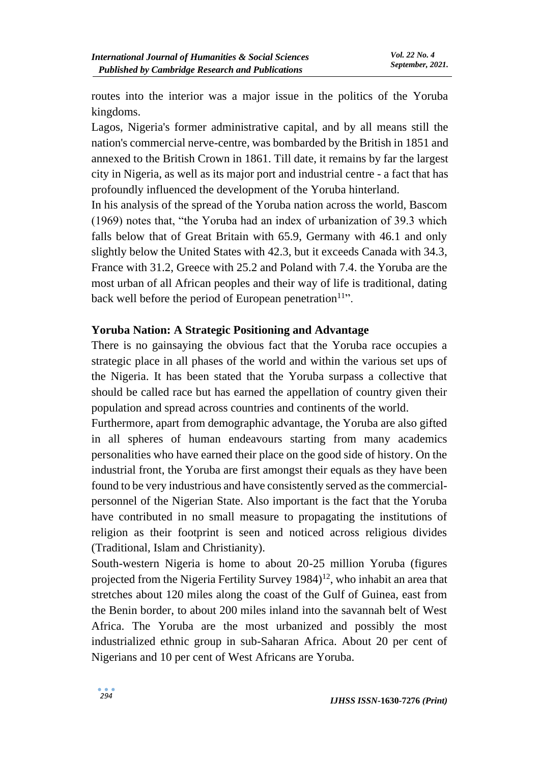routes into the interior was a major issue in the politics of the Yoruba kingdoms.

Lagos, Nigeria's former administrative capital, and by all means still the nation's commercial nerve-centre, was bombarded by the British in 1851 and annexed to the British Crown in 1861. Till date, it remains by far the largest city in Nigeria, as well as its major port and industrial centre - a fact that has profoundly influenced the development of the Yoruba hinterland.

In his analysis of the spread of the Yoruba nation across the world, Bascom (1969) notes that, "the Yoruba had an index of urbanization of 39.3 which falls below that of Great Britain with 65.9, Germany with 46.1 and only slightly below the United States with 42.3, but it exceeds Canada with 34.3, France with 31.2, Greece with 25.2 and Poland with 7.4. the Yoruba are the most urban of all African peoples and their way of life is traditional, dating back well before the period of European penetration[11]".

**Yoruba Nation: A Strategic Positioning and Advantage**

There is no gainsaying the obvious fact that the Yoruba race occupies a strategic place in all phases of the world and within the various set ups of the Nigeria. It has been stated that the Yoruba surpass a collective that should be called race but has earned the appellation of country given their population and spread across countries and continents of the world.

Furthermore, apart from demographic advantage, the Yoruba are also gifted in all spheres of human endeavours starting from many academics personalities who have earned their place on the good side of history. On the industrial front, the Yoruba are first amongst their equals as they have been found to be very industrious and have consistently served as the commercial-personnel of the Nigerian State. Also important is the fact that the Yoruba have contributed in no small measure to propagating the institutions of religion as their footprint is seen and noticed across religious divides (Traditional, Islam and Christianity).

South-western Nigeria is home to about 20-25 million Yoruba (figures projected from the Nigeria Fertility Survey 1984)[12], who inhabit an area that stretches about 120 miles along the coast of the Gulf of Guinea, east from the Benin border, to about 200 miles inland into the savannah belt of West Africa. The Yoruba are the most urbanized and possibly the most industrialized ethnic group in sub-Saharan Africa. About 20 per cent of Nigerians and 10 per cent of West Africans are Yoruba.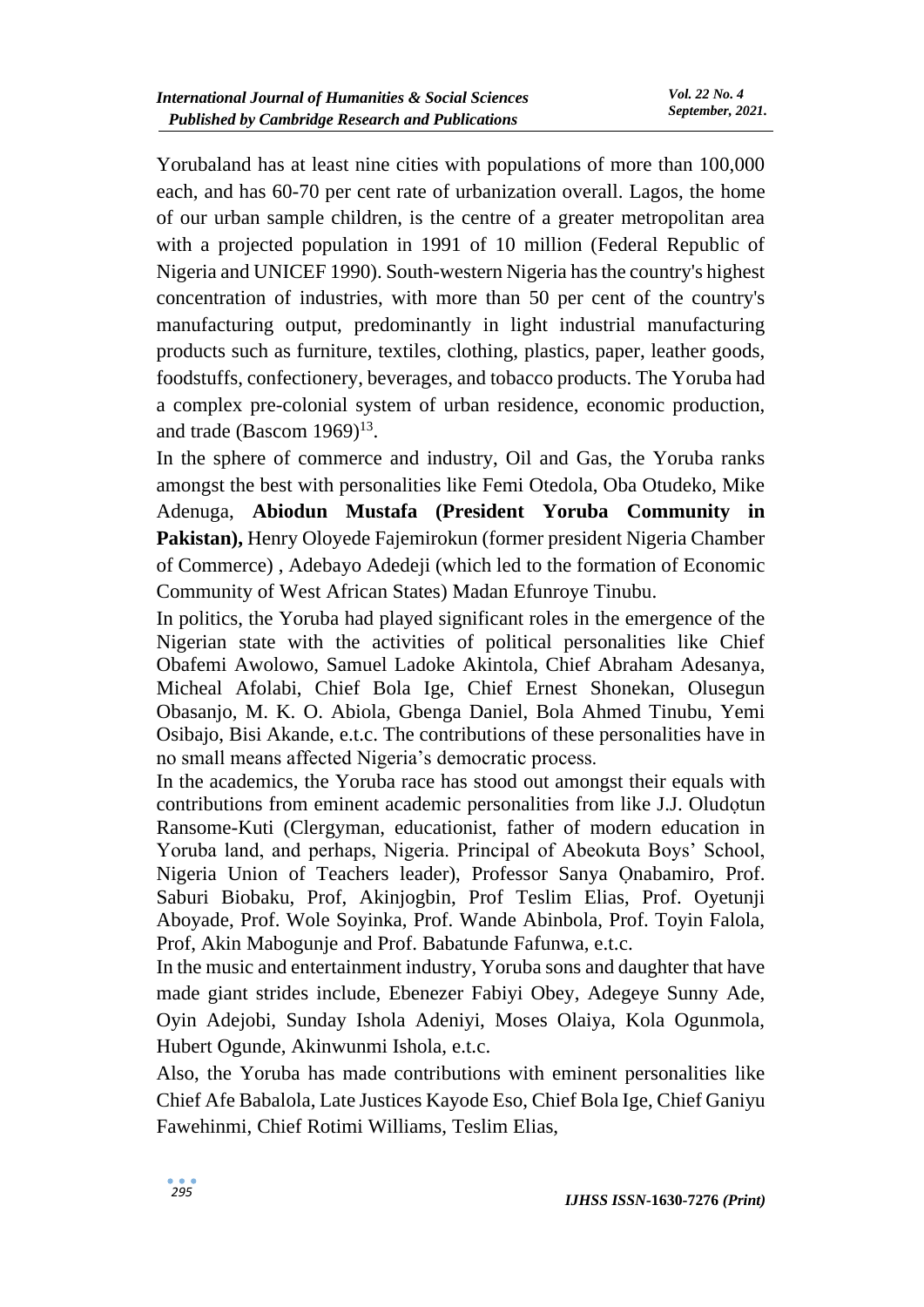Yorubaland has at least nine cities with populations of more than 100,000 each, and has 60-70 per cent rate of urbanization overall. Lagos, the home of our urban sample children, is the centre of a greater metropolitan area with a projected population in 1991 of 10 million (Federal Republic of Nigeria and UNICEF 1990). South-western Nigeria has the country's highest concentration of industries, with more than 50 per cent of the country's manufacturing output, predominantly in light industrial manufacturing products such as furniture, textiles, clothing, plastics, paper, leather goods, foodstuffs, confectionery, beverages, and tobacco products. The Yoruba had a complex pre-colonial system of urban residence, economic production, and trade (Bascom 1969)[13].

In the sphere of commerce and industry, Oil and Gas, the Yoruba ranks amongst the best with personalities like Femi Otedola, Oba Otudeko, Mike Adenuga, **Abiodun Mustafa (President Yoruba Community in Pakistan),** Henry Oloyede Fajemirokun (former president Nigeria Chamber of Commerce) , Adebayo Adedeji (which led to the formation of Economic Community of West African States) Madan Efunroye Tinubu.

In politics, the Yoruba had played significant roles in the emergence of the Nigerian state with the activities of political personalities like Chief Obafemi Awolowo, Samuel Ladoke Akintola, Chief Abraham Adesanya, Micheal Afolabi, Chief Bola Ige, Chief Ernest Shonekan, Olusegun Obasanjo, M. K. O. Abiola, Gbenga Daniel, Bola Ahmed Tinubu, Yemi Osibajo, Bisi Akande, e.t.c. The contributions of these personalities have in no small means affected Nigeria's democratic process.

In the academics, the Yoruba race has stood out amongst their equals with contributions from eminent academic personalities from like J.J. Oludọtun Ransome-Kuti (Clergyman, educationist, father of modern education in Yoruba land, and perhaps, Nigeria. Principal of Abeokuta Boys' School, Nigeria Union of Teachers leader), Professor Sanya Ọnabamiro, Prof. Saburi Biobaku, Prof, Akinjogbin, Prof Teslim Elias, Prof. Oyetunji Aboyade, Prof. Wole Soyinka, Prof. Wande Abinbola, Prof. Toyin Falola, Prof, Akin Mabogunje and Prof. Babatunde Fafunwa, e.t.c.

In the music and entertainment industry, Yoruba sons and daughter that have made giant strides include, Ebenezer Fabiyi Obey, Adegeye Sunny Ade, Oyin Adejobi, Sunday Ishola Adeniyi, Moses Olaiya, Kola Ogunmola, Hubert Ogunde, Akinwunmi Ishola, e.t.c.

Also, the Yoruba has made contributions with eminent personalities like Chief Afe Babalola, Late Justices Kayode Eso, Chief Bola Ige, Chief Ganiyu Fawehinmi, Chief Rotimi Williams, Teslim Elias,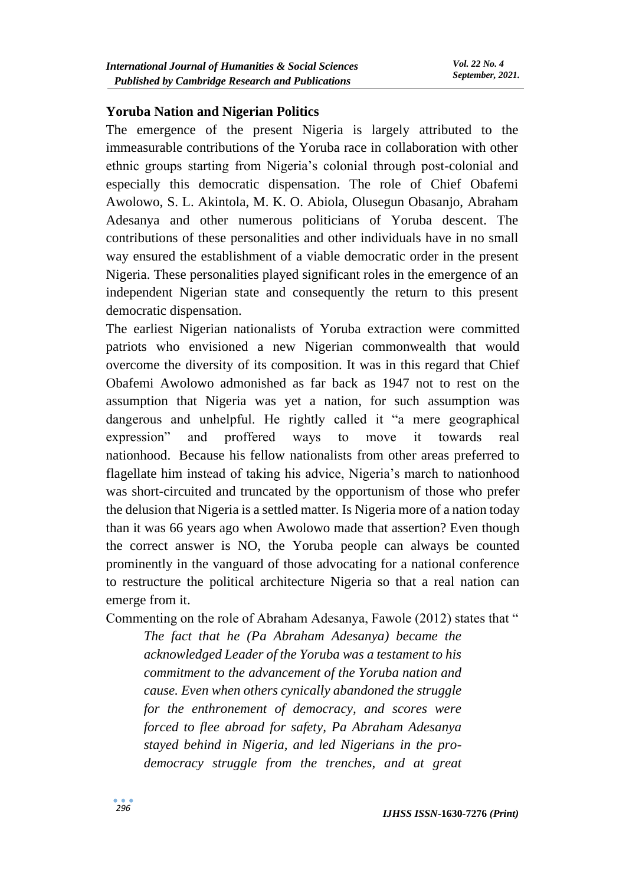**Yoruba Nation and Nigerian Politics**

The emergence of the present Nigeria is largely attributed to the immeasurable contributions of the Yoruba race in collaboration with other ethnic groups starting from Nigeria's colonial through post-colonial and especially this democratic dispensation. The role of Chief Obafemi Awolowo, S. L. Akintola, M. K. O. Abiola, Olusegun Obasanjo, Abraham Adesanya and other numerous politicians of Yoruba descent. The contributions of these personalities and other individuals have in no small way ensured the establishment of a viable democratic order in the present Nigeria. These personalities played significant roles in the emergence of an independent Nigerian state and consequently the return to this present democratic dispensation.

The earliest Nigerian nationalists of Yoruba extraction were committed patriots who envisioned a new Nigerian commonwealth that would overcome the diversity of its composition. It was in this regard that Chief Obafemi Awolowo admonished as far back as 1947 not to rest on the assumption that Nigeria was yet a nation, for such assumption was dangerous and unhelpful. He rightly called it "a mere geographical expression" and proffered ways to move it towards real nationhood. Because his fellow nationalists from other areas preferred to flagellate him instead of taking his advice, Nigeria's march to nationhood was short-circuited and truncated by the opportunism of those who prefer the delusion that Nigeria is a settled matter. Is Nigeria more of a nation today than it was 66 years ago when Awolowo made that assertion? Even though the correct answer is NO, the Yoruba people can always be counted prominently in the vanguard of those advocating for a national conference to restructure the political architecture Nigeria so that a real nation can emerge from it.

Commenting on the role of Abraham Adesanya, Fawole (2012) states that "

> *The fact that he (Pa Abraham Adesanya) became the acknowledged Leader of the Yoruba was a testament to his commitment to the advancement of the Yoruba nation and cause. Even when others cynically abandoned the struggle for the enthronement of democracy, and scores were forced to flee abroad for safety, Pa Abraham Adesanya stayed behind in Nigeria, and led Nigerians in the pro-democracy struggle from the trenches, and at great*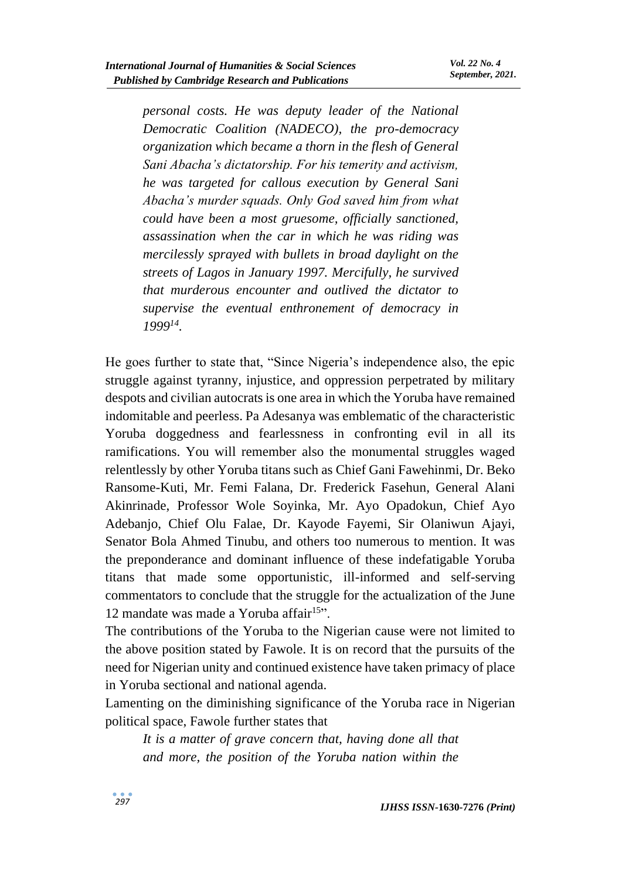> *personal costs. He was deputy leader of the National Democratic Coalition (NADECO), the pro-democracy organization which became a thorn in the flesh of General Sani Abacha's dictatorship. For his temerity and activism, he was targeted for callous execution by General Sani Abacha's murder squads. Only God saved him from what could have been a most gruesome, officially sanctioned, assassination when the car in which he was riding was mercilessly sprayed with bullets in broad daylight on the streets of Lagos in January 1997. Mercifully, he survived that murderous encounter and outlived the dictator to supervise the eventual enthronement of democracy in 1999*[14].

He goes further to state that, "Since Nigeria's independence also, the epic struggle against tyranny, injustice, and oppression perpetrated by military despots and civilian autocrats is one area in which the Yoruba have remained indomitable and peerless. Pa Adesanya was emblematic of the characteristic Yoruba doggedness and fearlessness in confronting evil in all its ramifications. You will remember also the monumental struggles waged relentlessly by other Yoruba titans such as Chief Gani Fawehinmi, Dr. Beko Ransome-Kuti, Mr. Femi Falana, Dr. Frederick Fasehun, General Alani Akinrinade, Professor Wole Soyinka, Mr. Ayo Opadokun, Chief Ayo Adebanjo, Chief Olu Falae, Dr. Kayode Fayemi, Sir Olaniwun Ajayi, Senator Bola Ahmed Tinubu, and others too numerous to mention. It was the preponderance and dominant influence of these indefatigable Yoruba titans that made some opportunistic, ill-informed and self-serving commentators to conclude that the struggle for the actualization of the June 12 mandate was made a Yoruba affair[15]".

The contributions of the Yoruba to the Nigerian cause were not limited to the above position stated by Fawole. It is on record that the pursuits of the need for Nigerian unity and continued existence have taken primacy of place in Yoruba sectional and national agenda.

Lamenting on the diminishing significance of the Yoruba race in Nigerian political space, Fawole further states that

> *It is a matter of grave concern that, having done all that and more, the position of the Yoruba nation within the*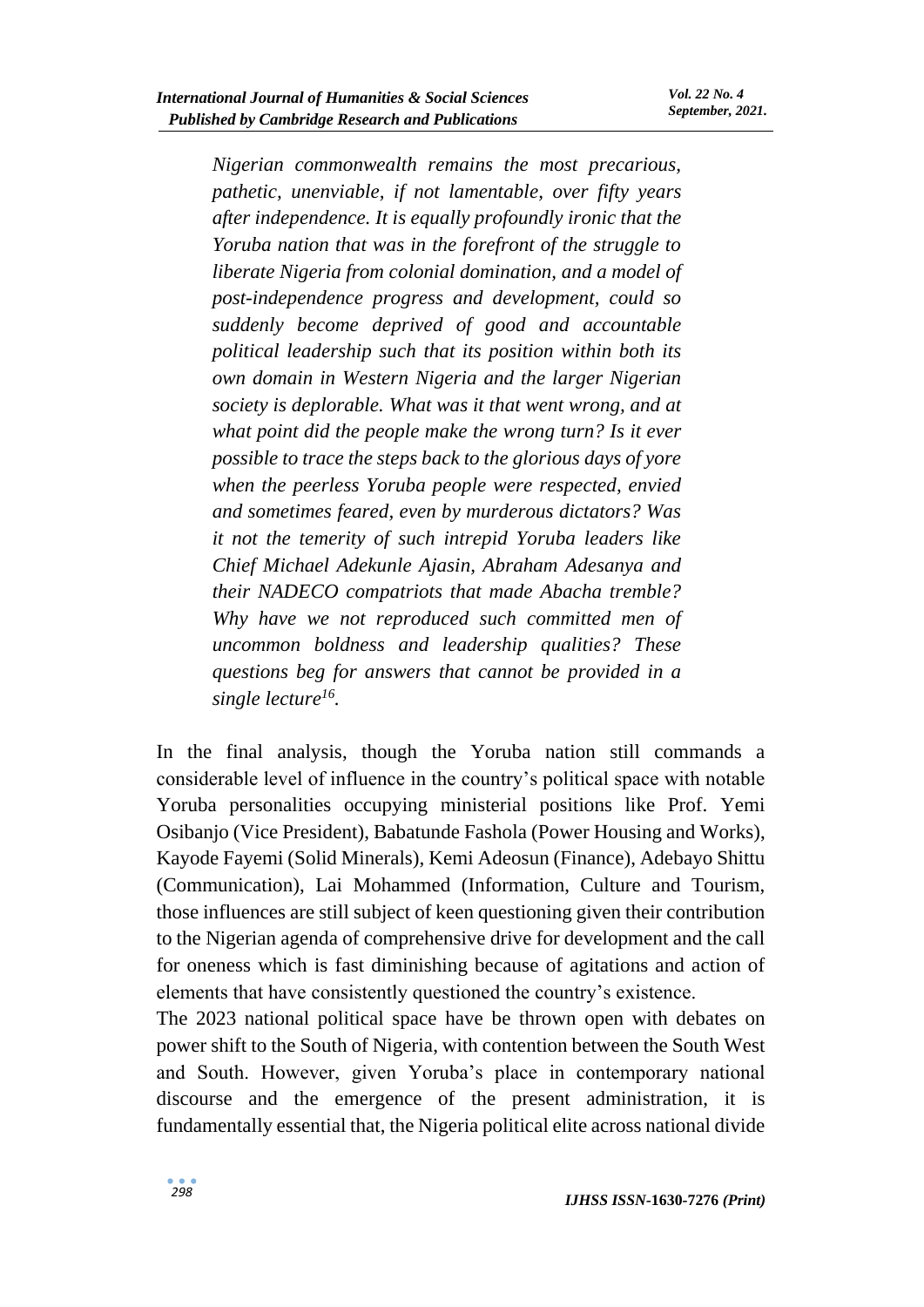*Nigerian commonwealth remains the most precarious, pathetic, unenviable, if not lamentable, over fifty years after independence. It is equally profoundly ironic that the Yoruba nation that was in the forefront of the struggle to liberate Nigeria from colonial domination, and a model of post-independence progress and development, could so suddenly become deprived of good and accountable political leadership such that its position within both its own domain in Western Nigeria and the larger Nigerian society is deplorable. What was it that went wrong, and at what point did the people make the wrong turn? Is it ever possible to trace the steps back to the glorious days of yore when the peerless Yoruba people were respected, envied and sometimes feared, even by murderous dictators? Was it not the temerity of such intrepid Yoruba leaders like Chief Michael Adekunle Ajasin, Abraham Adesanya and their NADECO compatriots that made Abacha tremble? Why have we not reproduced such committed men of uncommon boldness and leadership qualities? These questions beg for answers that cannot be provided in a single lecture[16].*

In the final analysis, though the Yoruba nation still commands a considerable level of influence in the country's political space with notable Yoruba personalities occupying ministerial positions like Prof. Yemi Osibanjo (Vice President), Babatunde Fashola (Power Housing and Works), Kayode Fayemi (Solid Minerals), Kemi Adeosun (Finance), Adebayo Shittu (Communication), Lai Mohammed (Information, Culture and Tourism, those influences are still subject of keen questioning given their contribution to the Nigerian agenda of comprehensive drive for development and the call for oneness which is fast diminishing because of agitations and action of elements that have consistently questioned the country's existence.

The 2023 national political space have be thrown open with debates on power shift to the South of Nigeria, with contention between the South West and South. However, given Yoruba's place in contemporary national discourse and the emergence of the present administration, it is fundamentally essential that, the Nigeria political elite across national divide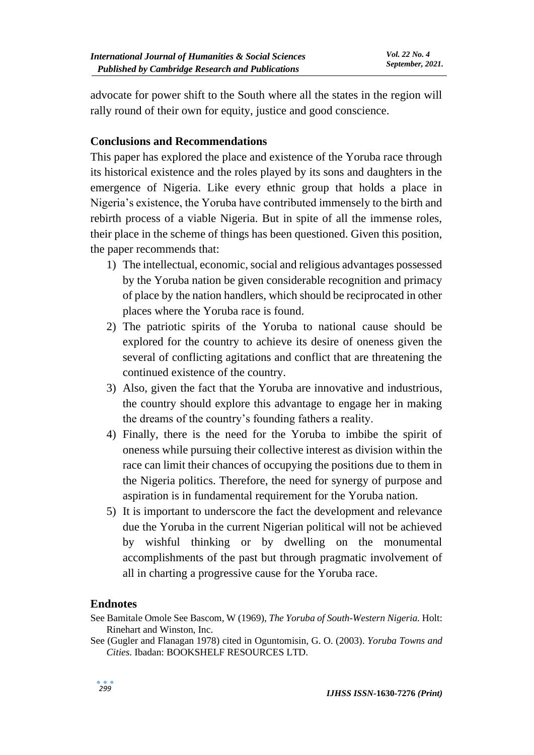advocate for power shift to the South where all the states in the region will rally round of their own for equity, justice and good conscience.

## Conclusions and Recommendations

This paper has explored the place and existence of the Yoruba race through its historical existence and the roles played by its sons and daughters in the emergence of Nigeria. Like every ethnic group that holds a place in Nigeria's existence, the Yoruba have contributed immensely to the birth and rebirth process of a viable Nigeria. But in spite of all the immense roles, their place in the scheme of things has been questioned. Given this position, the paper recommends that:

1) The intellectual, economic, social and religious advantages possessed by the Yoruba nation be given considerable recognition and primacy of place by the nation handlers, which should be reciprocated in other places where the Yoruba race is found.
2) The patriotic spirits of the Yoruba to national cause should be explored for the country to achieve its desire of oneness given the several of conflicting agitations and conflict that are threatening the continued existence of the country.
3) Also, given the fact that the Yoruba are innovative and industrious, the country should explore this advantage to engage her in making the dreams of the country's founding fathers a reality.
4) Finally, there is the need for the Yoruba to imbibe the spirit of oneness while pursuing their collective interest as division within the race can limit their chances of occupying the positions due to them in the Nigeria politics. Therefore, the need for synergy of purpose and aspiration is in fundamental requirement for the Yoruba nation.
5) It is important to underscore the fact the development and relevance due the Yoruba in the current Nigerian political will not be achieved by wishful thinking or by dwelling on the monumental accomplishments of the past but through pragmatic involvement of all in charting a progressive cause for the Yoruba race.

## Endnotes

See Bamitale Omole See Bascom, W (1969), *The Yoruba of South-Western Nigeria.* Holt: Rinehart and Winston, Inc.

See (Gugler and Flanagan 1978) cited in Oguntomisin, G. O. (2003). *Yoruba Towns and Cities.* Ibadan: BOOKSHELF RESOURCES LTD.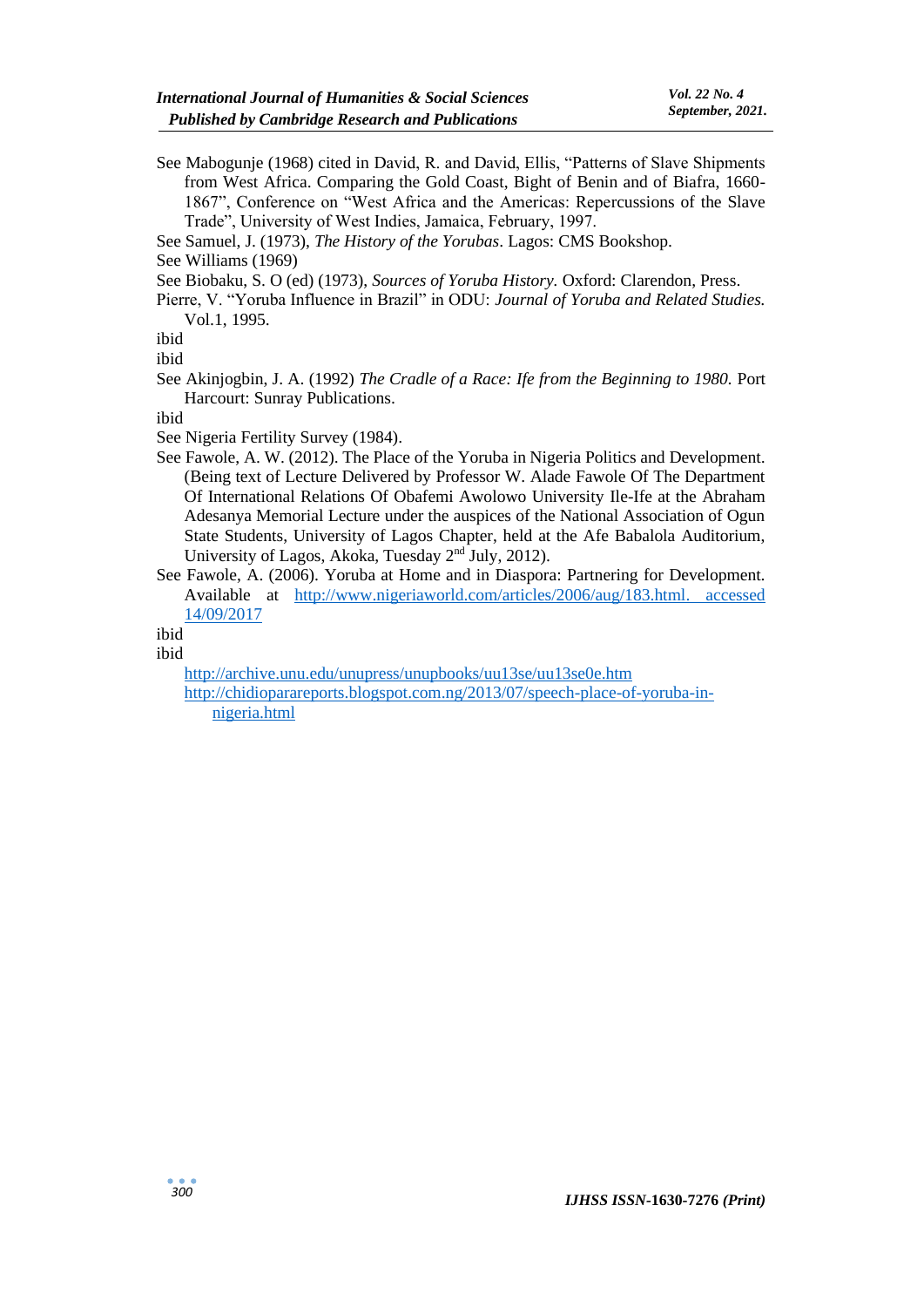See Mabogunje (1968) cited in David, R. and David, Ellis, "Patterns of Slave Shipments from West Africa. Comparing the Gold Coast, Bight of Benin and of Biafra, 1660-1867", Conference on "West Africa and the Americas: Repercussions of the Slave Trade", University of West Indies, Jamaica, February, 1997.

See Samuel, J. (1973), *The History of the Yorubas*. Lagos: CMS Bookshop.

See Williams (1969)

See Biobaku, S. O (ed) (1973), *Sources of Yoruba History*. Oxford: Clarendon, Press.

Pierre, V. "Yoruba Influence in Brazil" in ODU: *Journal of Yoruba and Related Studies.* Vol.1, 1995.

ibid

ibid

See Akinjogbin, J. A. (1992) *The Cradle of a Race: Ife from the Beginning to 1980.* Port Harcourt: Sunray Publications.

ibid

See Nigeria Fertility Survey (1984).

See Fawole, A. W. (2012). The Place of the Yoruba in Nigeria Politics and Development. (Being text of Lecture Delivered by Professor W. Alade Fawole Of The Department Of International Relations Of Obafemi Awolowo University Ile-Ife at the Abraham Adesanya Memorial Lecture under the auspices of the National Association of Ogun State Students, University of Lagos Chapter, held at the Afe Babalola Auditorium, University of Lagos, Akoka, Tuesday 2nd July, 2012).

See Fawole, A. (2006). Yoruba at Home and in Diaspora: Partnering for Development. Available at http://www.nigeriaworld.com/articles/2006/aug/183.html. accessed 14/09/2017

ibid

ibid

http://archive.unu.edu/unupress/unupbooks/uu13se/uu13se0e.htm

http://chidioparareports.blogspot.com.ng/2013/07/speech-place-of-yoruba-in-nigeria.html